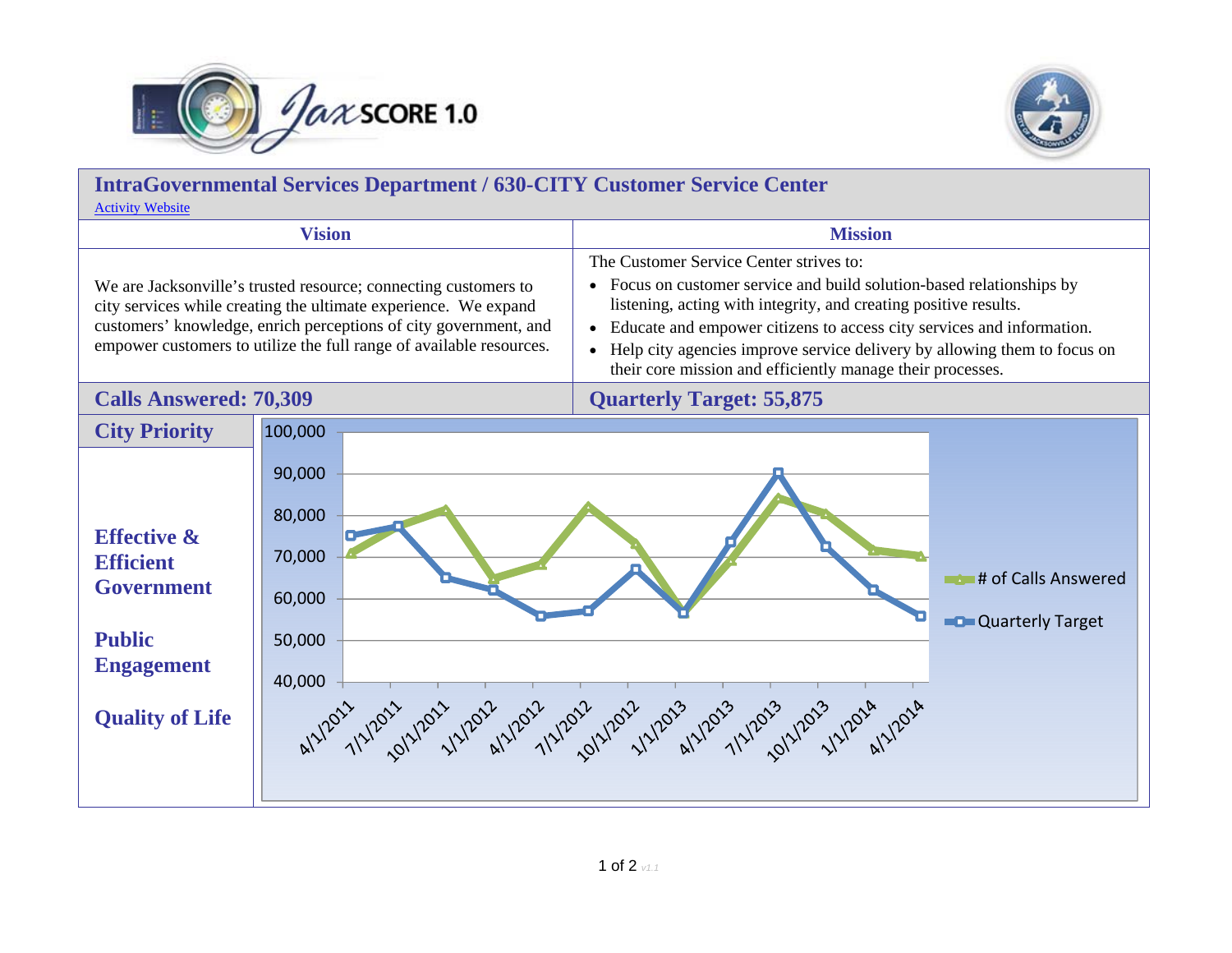# JaxSCORE 1.0

## IntraGovernmental Services Department / 630-CITY Customer Service Center

Activity Website

| Vision | Mission |
|---|---|
| We are Jacksonville's trusted resource; connecting customers to city services while creating the ultimate experience. We expand customers' knowledge, enrich perceptions of city government, and empower customers to utilize the full range of available resources. | The Customer Service Center strives to: <br>• Focus on customer service and build solution-based relationships by listening, acting with integrity, and creating positive results.<br>• Educate and empower citizens to access city services and information.<br>• Help city agencies improve service delivery by allowing them to focus on their core mission and efficiently manage their processes. |

**Calls Answered: 70,309** | **Quarterly Target: 55,875**

### City Priority

**Effective & Efficient Government**

**Public Engagement**

**Quality of Life**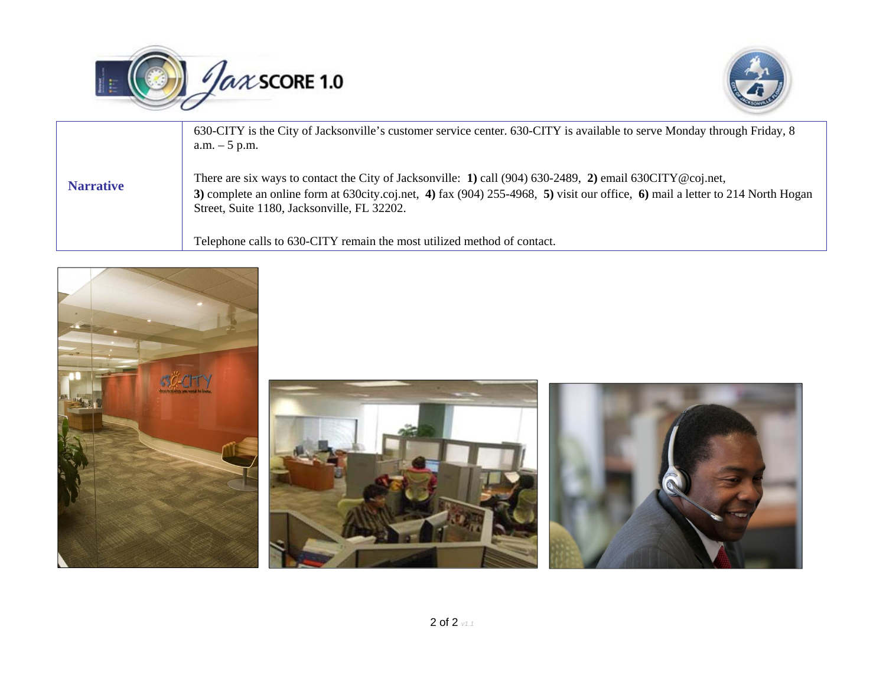| | |
|---|---|
| **Narrative** | 630-CITY is the City of Jacksonville's customer service center. 630-CITY is available to serve Monday through Friday, 8 a.m. – 5 p.m.<br><br>There are six ways to contact the City of Jacksonville: **1)** call (904) 630-2489, **2)** email 630CITY@coj.net, **3)** complete an online form at 630city.coj.net, **4)** fax (904) 255-4968, **5)** visit our office, **6)** mail a letter to 214 North Hogan Street, Suite 1180, Jacksonville, FL 32202.<br><br>Telephone calls to 630-CITY remain the most utilized method of contact. |